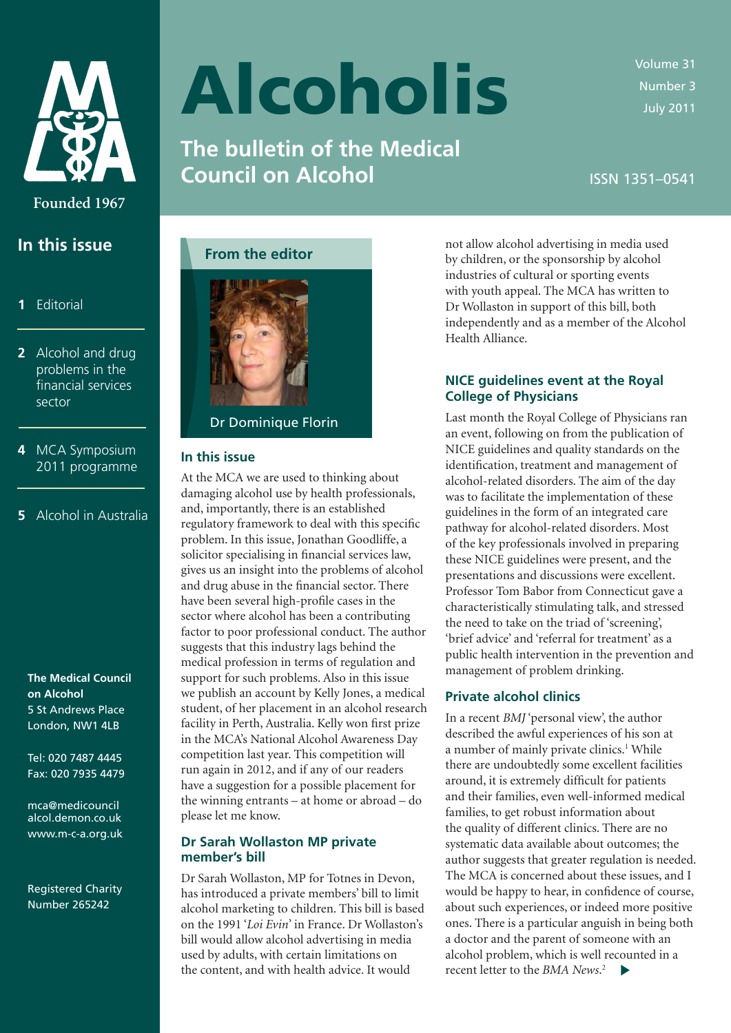# Alcoholis

## The bulletin of the Medical Council on Alcohol

Volume 31
Number 3
July 2011

ISSN 1351–0541

Founded 1967

## In this issue

1 Editorial

2 Alcohol and drug problems in the financial services sector

4 MCA Symposium 2011 programme

5 Alcohol in Australia

**The Medical Council on Alcohol**
5 St Andrews Place
London, NW1 4LB

Tel: 020 7487 4445
Fax: 020 7935 4479

mca@medicouncil alcol.demon.co.uk
www.m-c-a.org.uk

Registered Charity Number 265242

## From the editor

Dr Dominique Florin

### In this issue

At the MCA we are used to thinking about damaging alcohol use by health professionals, and, importantly, there is an established regulatory framework to deal with this specific problem. In this issue, Jonathan Goodliffe, a solicitor specialising in financial services law, gives us an insight into the problems of alcohol and drug abuse in the financial sector. There have been several high-profile cases in the sector where alcohol has been a contributing factor to poor professional conduct. The author suggests that this industry lags behind the medical profession in terms of regulation and support for such problems. Also in this issue we publish an account by Kelly Jones, a medical student, of her placement in an alcohol research facility in Perth, Australia. Kelly won first prize in the MCA's National Alcohol Awareness Day competition last year. This competition will run again in 2012, and if any of our readers have a suggestion for a possible placement for the winning entrants – at home or abroad – do please let me know.

### Dr Sarah Wollaston MP private member's bill

Dr Sarah Wollaston, MP for Totnes in Devon, has introduced a private members' bill to limit alcohol marketing to children. This bill is based on the 1991 '*Loi Evin*' in France. Dr Wollaston's bill would allow alcohol advertising in media used by adults, with certain limitations on the content, and with health advice. It would not allow alcohol advertising in media used by children, or the sponsorship by alcohol industries of cultural or sporting events with youth appeal. The MCA has written to Dr Wollaston in support of this bill, both independently and as a member of the Alcohol Health Alliance.

### NICE guidelines event at the Royal College of Physicians

Last month the Royal College of Physicians ran an event, following on from the publication of NICE guidelines and quality standards on the identification, treatment and management of alcohol-related disorders. The aim of the day was to facilitate the implementation of these guidelines in the form of an integrated care pathway for alcohol-related disorders. Most of the key professionals involved in preparing these NICE guidelines were present, and the presentations and discussions were excellent. Professor Tom Babor from Connecticut gave a characteristically stimulating talk, and stressed the need to take on the triad of 'screening', 'brief advice' and 'referral for treatment' as a public health intervention in the prevention and management of problem drinking.

### Private alcohol clinics

In a recent *BMJ* 'personal view', the author described the awful experiences of his son at a number of mainly private clinics.[1] While there are undoubtedly some excellent facilities around, it is extremely difficult for patients and their families, even well-informed medical families, to get robust information about the quality of different clinics. There are no systematic data available about outcomes; the author suggests that greater regulation is needed. The MCA is concerned about these issues, and I would be happy to hear, in confidence of course, about such experiences, or indeed more positive ones. There is a particular anguish in being both a doctor and the parent of someone with an alcohol problem, which is well recounted in a recent letter to the *BMA News*.[2]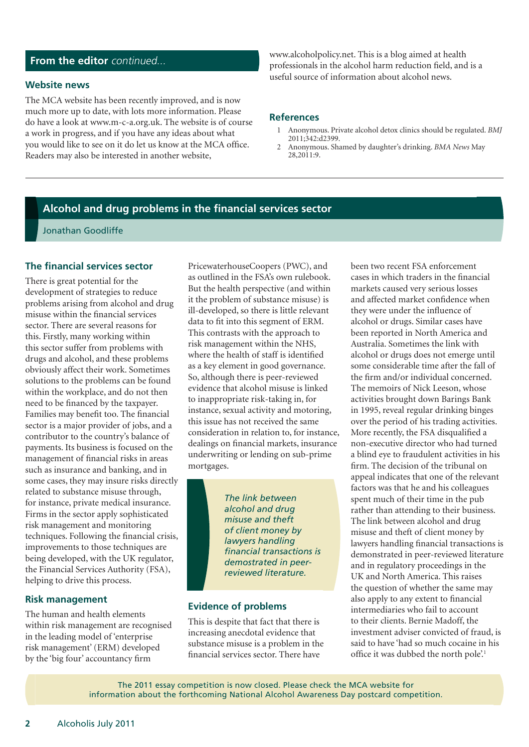## From the editor *continued...*

### Website news

The MCA website has been recently improved, and is now much more up to date, with lots more information. Please do have a look at www.m-c-a.org.uk. The website is of course a work in progress, and if you have any ideas about what you would like to see on it do let us know at the MCA office. Readers may also be interested in another website, www.alcoholpolicy.net. This is a blog aimed at health professionals in the alcohol harm reduction field, and is a useful source of information about alcohol news.

### References

1. Anonymous. Private alcohol detox clinics should be regulated. *BMJ* 2011;342:d2399.
2. Anonymous. Shamed by daughter's drinking. *BMA News* May 28,2011:9.

---

## Alcohol and drug problems in the financial services sector

Jonathan Goodliffe

### The financial services sector

There is great potential for the development of strategies to reduce problems arising from alcohol and drug misuse within the financial services sector. There are several reasons for this. Firstly, many working within this sector suffer from problems with drugs and alcohol, and these problems obviously affect their work. Sometimes solutions to the problems can be found within the workplace, and do not then need to be financed by the taxpayer. Families may benefit too. The financial sector is a major provider of jobs, and a contributor to the country's balance of payments. Its business is focused on the management of financial risks in areas such as insurance and banking, and in some cases, they may insure risks directly related to substance misuse through, for instance, private medical insurance. Firms in the sector apply sophisticated risk management and monitoring techniques. Following the financial crisis, improvements to those techniques are being developed, with the UK regulator, the Financial Services Authority (FSA), helping to drive this process.

### Risk management

The human and health elements within risk management are recognised in the leading model of 'enterprise risk management' (ERM) developed by the 'big four' accountancy firm PricewaterhouseCoopers (PWC), and as outlined in the FSA's own rulebook. But the health perspective (and within it the problem of substance misuse) is ill-developed, so there is little relevant data to fit into this segment of ERM. This contrasts with the approach to risk management within the NHS, where the health of staff is identified as a key element in good governance. So, although there is peer-reviewed evidence that alcohol misuse is linked to inappropriate risk-taking in, for instance, sexual activity and motoring, this issue has not received the same consideration in relation to, for instance, dealings on financial markets, insurance underwriting or lending on sub-prime mortgages.

> *The link between alcohol and drug misuse and theft of client money by lawyers handling financial transactions is demostrated in peer-reviewed literature.*

### Evidence of problems

This is despite that fact that there is increasing anecdotal evidence that substance misuse is a problem in the financial services sector. There have been two recent FSA enforcement cases in which traders in the financial markets caused very serious losses and affected market confidence when they were under the influence of alcohol or drugs. Similar cases have been reported in North America and Australia. Sometimes the link with alcohol or drugs does not emerge until some considerable time after the fall of the firm and/or individual concerned. The memoirs of Nick Leeson, whose activities brought down Barings Bank in 1995, reveal regular drinking binges over the period of his trading activities. More recently, the FSA disqualified a non-executive director who had turned a blind eye to fraudulent activities in his firm. The decision of the tribunal on appeal indicates that one of the relevant factors was that he and his colleagues spent much of their time in the pub rather than attending to their business. The link between alcohol and drug misuse and theft of client money by lawyers handling financial transactions is demonstrated in peer-reviewed literature and in regulatory proceedings in the UK and North America. This raises the question of whether the same may also apply to any extent to financial intermediaries who fail to account to their clients. Bernie Madoff, the investment adviser convicted of fraud, is said to have 'had so much cocaine in his office it was dubbed the north pole'.[1]

The 2011 essay competition is now closed. Please check the MCA website for information about the forthcoming National Alcohol Awareness Day postcard competition.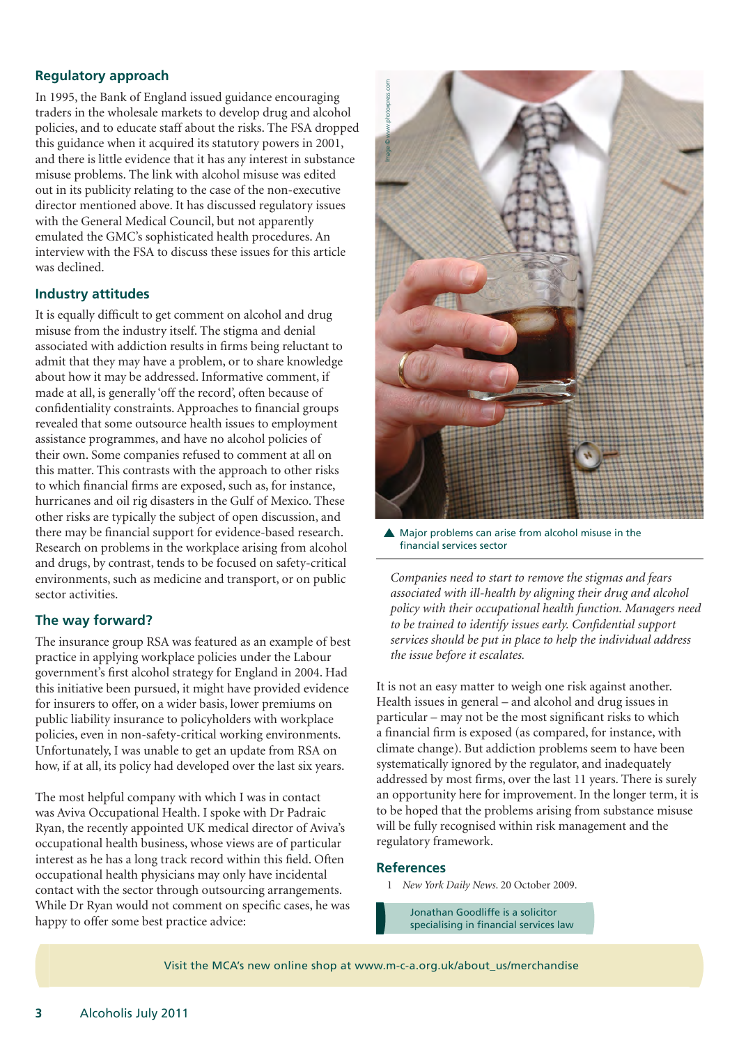## Regulatory approach

In 1995, the Bank of England issued guidance encouraging traders in the wholesale markets to develop drug and alcohol policies, and to educate staff about the risks. The FSA dropped this guidance when it acquired its statutory powers in 2001, and there is little evidence that it has any interest in substance misuse problems. The link with alcohol misuse was edited out in its publicity relating to the case of the non-executive director mentioned above. It has discussed regulatory issues with the General Medical Council, but not apparently emulated the GMC's sophisticated health procedures. An interview with the FSA to discuss these issues for this article was declined.

## Industry attitudes

It is equally difficult to get comment on alcohol and drug misuse from the industry itself. The stigma and denial associated with addiction results in firms being reluctant to admit that they may have a problem, or to share knowledge about how it may be addressed. Informative comment, if made at all, is generally 'off the record', often because of confidentiality constraints. Approaches to financial groups revealed that some outsource health issues to employment assistance programmes, and have no alcohol policies of their own. Some companies refused to comment at all on this matter. This contrasts with the approach to other risks to which financial firms are exposed, such as, for instance, hurricanes and oil rig disasters in the Gulf of Mexico. These other risks are typically the subject of open discussion, and there may be financial support for evidence-based research. Research on problems in the workplace arising from alcohol and drugs, by contrast, tends to be focused on safety-critical environments, such as medicine and transport, or on public sector activities.

## The way forward?

The insurance group RSA was featured as an example of best practice in applying workplace policies under the Labour government's first alcohol strategy for England in 2004. Had this initiative been pursued, it might have provided evidence for insurers to offer, on a wider basis, lower premiums on public liability insurance to policyholders with workplace policies, even in non-safety-critical working environments. Unfortunately, I was unable to get an update from RSA on how, if at all, its policy had developed over the last six years.

The most helpful company with which I was in contact was Aviva Occupational Health. I spoke with Dr Padraic Ryan, the recently appointed UK medical director of Aviva's occupational health business, whose views are of particular interest as he has a long track record within this field. Often occupational health physicians may only have incidental contact with the sector through outsourcing arrangements. While Dr Ryan would not comment on specific cases, he was happy to offer some best practice advice:

▲ Major problems can arise from alcohol misuse in the financial services sector

*Companies need to start to remove the stigmas and fears associated with ill-health by aligning their drug and alcohol policy with their occupational health function. Managers need to be trained to identify issues early. Confidential support services should be put in place to help the individual address the issue before it escalates.*

It is not an easy matter to weigh one risk against another. Health issues in general – and alcohol and drug issues in particular – may not be the most significant risks to which a financial firm is exposed (as compared, for instance, with climate change). But addiction problems seem to have been systematically ignored by the regulator, and inadequately addressed by most firms, over the last 11 years. There is surely an opportunity here for improvement. In the longer term, it is to be hoped that the problems arising from substance misuse will be fully recognised within risk management and the regulatory framework.

## References

1 *New York Daily News*. 20 October 2009.

Jonathan Goodliffe is a solicitor specialising in financial services law

Visit the MCA's new online shop at www.m-c-a.org.uk/about_us/merchandise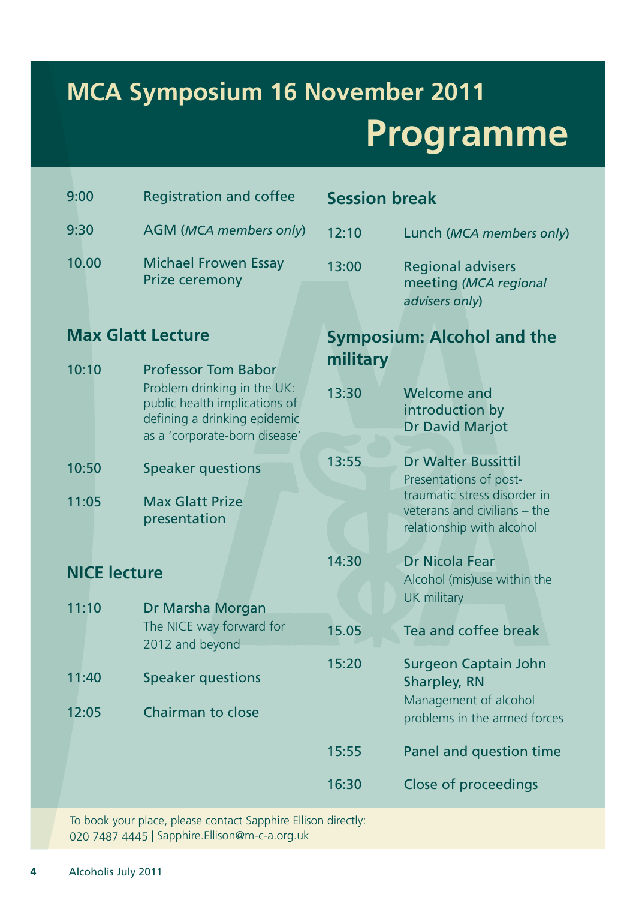# MCA Symposium 16 November 2011

# Programme

9:00 Registration and coffee

9:30 AGM (*MCA members only*)

10.00 Michael Frowen Essay Prize ceremony

## Max Glatt Lecture

10:10 Professor Tom Babor
Problem drinking in the UK: public health implications of defining a drinking epidemic as a 'corporate-born disease'

10:50 Speaker questions

11:05 Max Glatt Prize presentation

## NICE lecture

11:10 Dr Marsha Morgan
The NICE way forward for 2012 and beyond

11:40 Speaker questions

12:05 Chairman to close

## Session break

12:10 Lunch (*MCA members only*)

13:00 Regional advisers meeting *(MCA regional advisers only)*

## Symposium: Alcohol and the military

13:30 Welcome and introduction by Dr David Marjot

13:55 Dr Walter Bussittil
Presentations of post-traumatic stress disorder in veterans and civilians – the relationship with alcohol

14:30 Dr Nicola Fear
Alcohol (mis)use within the UK military

15.05 Tea and coffee break

15:20 Surgeon Captain John Sharpley, RN
Management of alcohol problems in the armed forces

15:55 Panel and question time

16:30 Close of proceedings

To book your place, please contact Sapphire Ellison directly:
020 7487 4445 | Sapphire.Ellison@m-c-a.org.uk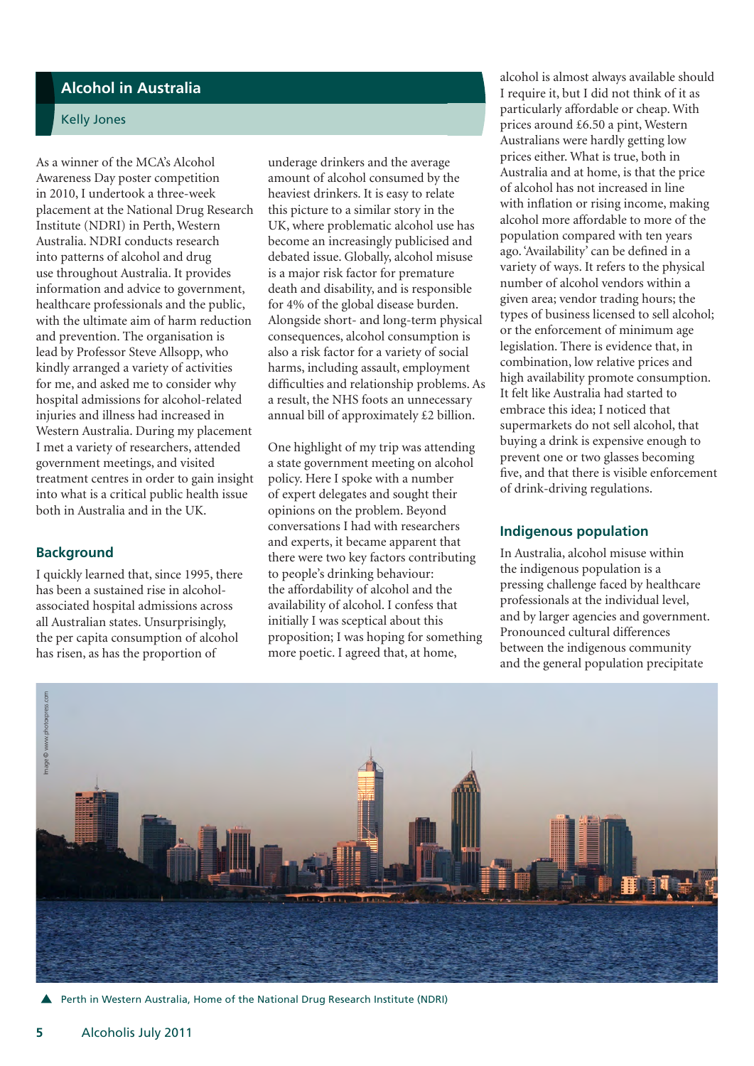## Alcohol in Australia

Kelly Jones

As a winner of the MCA's Alcohol Awareness Day poster competition in 2010, I undertook a three-week placement at the National Drug Research Institute (NDRI) in Perth, Western Australia. NDRI conducts research into patterns of alcohol and drug use throughout Australia. It provides information and advice to government, healthcare professionals and the public, with the ultimate aim of harm reduction and prevention. The organisation is lead by Professor Steve Allsopp, who kindly arranged a variety of activities for me, and asked me to consider why hospital admissions for alcohol-related injuries and illness had increased in Western Australia. During my placement I met a variety of researchers, attended government meetings, and visited treatment centres in order to gain insight into what is a critical public health issue both in Australia and in the UK.

### Background

I quickly learned that, since 1995, there has been a sustained rise in alcohol-associated hospital admissions across all Australian states. Unsurprisingly, the per capita consumption of alcohol has risen, as has the proportion of underage drinkers and the average amount of alcohol consumed by the heaviest drinkers. It is easy to relate this picture to a similar story in the UK, where problematic alcohol use has become an increasingly publicised and debated issue. Globally, alcohol misuse is a major risk factor for premature death and disability, and is responsible for 4% of the global disease burden. Alongside short- and long-term physical consequences, alcohol consumption is also a risk factor for a variety of social harms, including assault, employment difficulties and relationship problems. As a result, the NHS foots an unnecessary annual bill of approximately £2 billion.

One highlight of my trip was attending a state government meeting on alcohol policy. Here I spoke with a number of expert delegates and sought their opinions on the problem. Beyond conversations I had with researchers and experts, it became apparent that there were two key factors contributing to people's drinking behaviour: the affordability of alcohol and the availability of alcohol. I confess that initially I was sceptical about this proposition; I was hoping for something more poetic. I agreed that, at home, alcohol is almost always available should I require it, but I did not think of it as particularly affordable or cheap. With prices around £6.50 a pint, Western Australians were hardly getting low prices either. What is true, both in Australia and at home, is that the price of alcohol has not increased in line with inflation or rising income, making alcohol more affordable to more of the population compared with ten years ago. 'Availability' can be defined in a variety of ways. It refers to the physical number of alcohol vendors within a given area; vendor trading hours; the types of business licensed to sell alcohol; or the enforcement of minimum age legislation. There is evidence that, in combination, low relative prices and high availability promote consumption. It felt like Australia had started to embrace this idea; I noticed that supermarkets do not sell alcohol, that buying a drink is expensive enough to prevent one or two glasses becoming five, and that there is visible enforcement of drink-driving regulations.

### Indigenous population

In Australia, alcohol misuse within the indigenous population is a pressing challenge faced by healthcare professionals at the individual level, and by larger agencies and government. Pronounced cultural differences between the indigenous community and the general population precipitate

Image © www.photopress.com

▲ Perth in Western Australia, Home of the National Drug Research Institute (NDRI)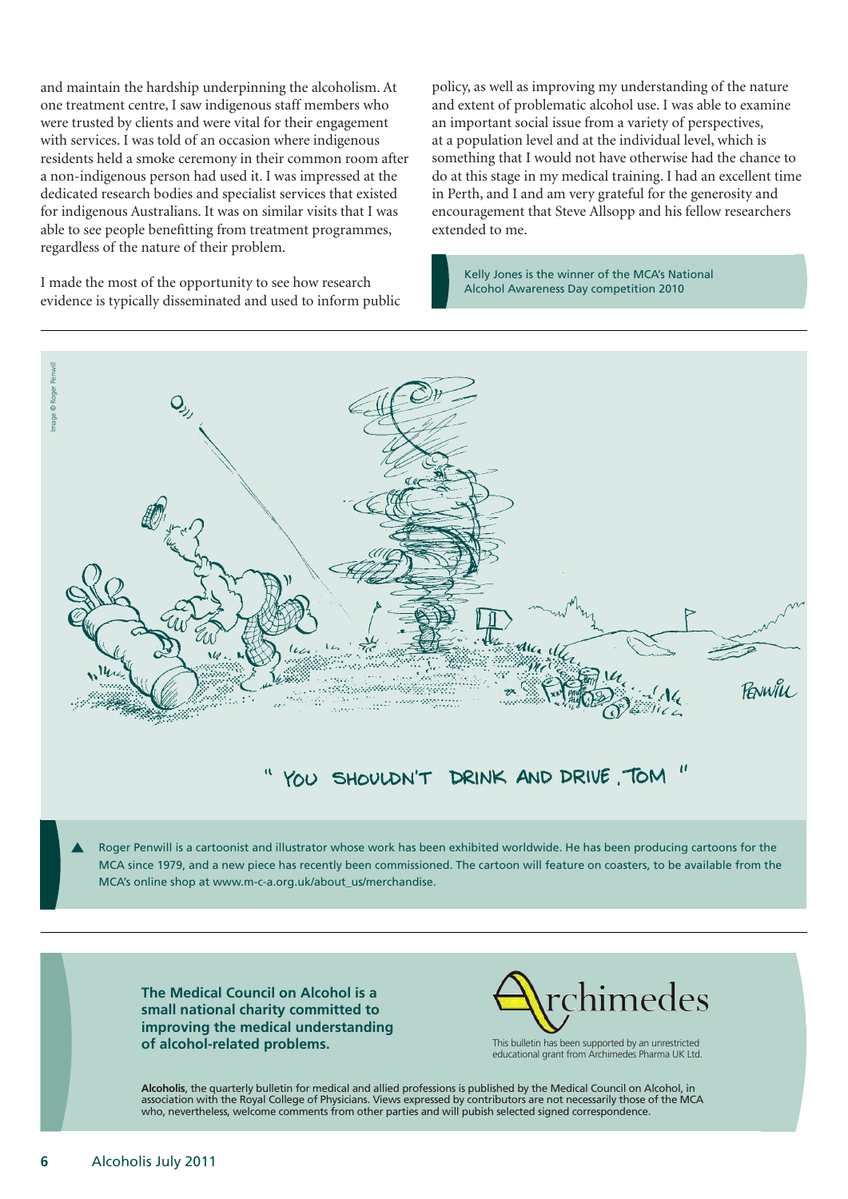and maintain the hardship underpinning the alcoholism. At one treatment centre, I saw indigenous staff members who were trusted by clients and were vital for their engagement with services. I was told of an occasion where indigenous residents held a smoke ceremony in their common room after a non-indigenous person had used it. I was impressed at the dedicated research bodies and specialist services that existed for indigenous Australians. It was on similar visits that I was able to see people benefitting from treatment programmes, regardless of the nature of their problem.

I made the most of the opportunity to see how research evidence is typically disseminated and used to inform public policy, as well as improving my understanding of the nature and extent of problematic alcohol use. I was able to examine an important social issue from a variety of perspectives, at a population level and at the individual level, which is something that I would not have otherwise had the chance to do at this stage in my medical training. I had an excellent time in Perth, and I and am very grateful for the generosity and encouragement that Steve Allsopp and his fellow researchers extended to me.

Kelly Jones is the winner of the MCA's National Alcohol Awareness Day competition 2010

Image © Roger Penwill

" YOU SHOULDN'T DRINK AND DRIVE, TOM "

Roger Penwill is a cartoonist and illustrator whose work has been exhibited worldwide. He has been producing cartoons for the MCA since 1979, and a new piece has recently been commissioned. The cartoon will feature on coasters, to be available from the MCA's online shop at www.m-c-a.org.uk/about_us/merchandise.

**The Medical Council on Alcohol is a small national charity committed to improving the medical understanding of alcohol-related problems.**

Archimedes

This bulletin has been supported by an unrestricted educational grant from Archimedes Pharma UK Ltd.

**Alcoholis**, the quarterly bulletin for medical and allied professions is published by the Medical Council on Alcohol, in association with the Royal College of Physicians. Views expressed by contributors are not necessarily those of the MCA who, nevertheless, welcome comments from other parties and will pubish selected signed correspondence.